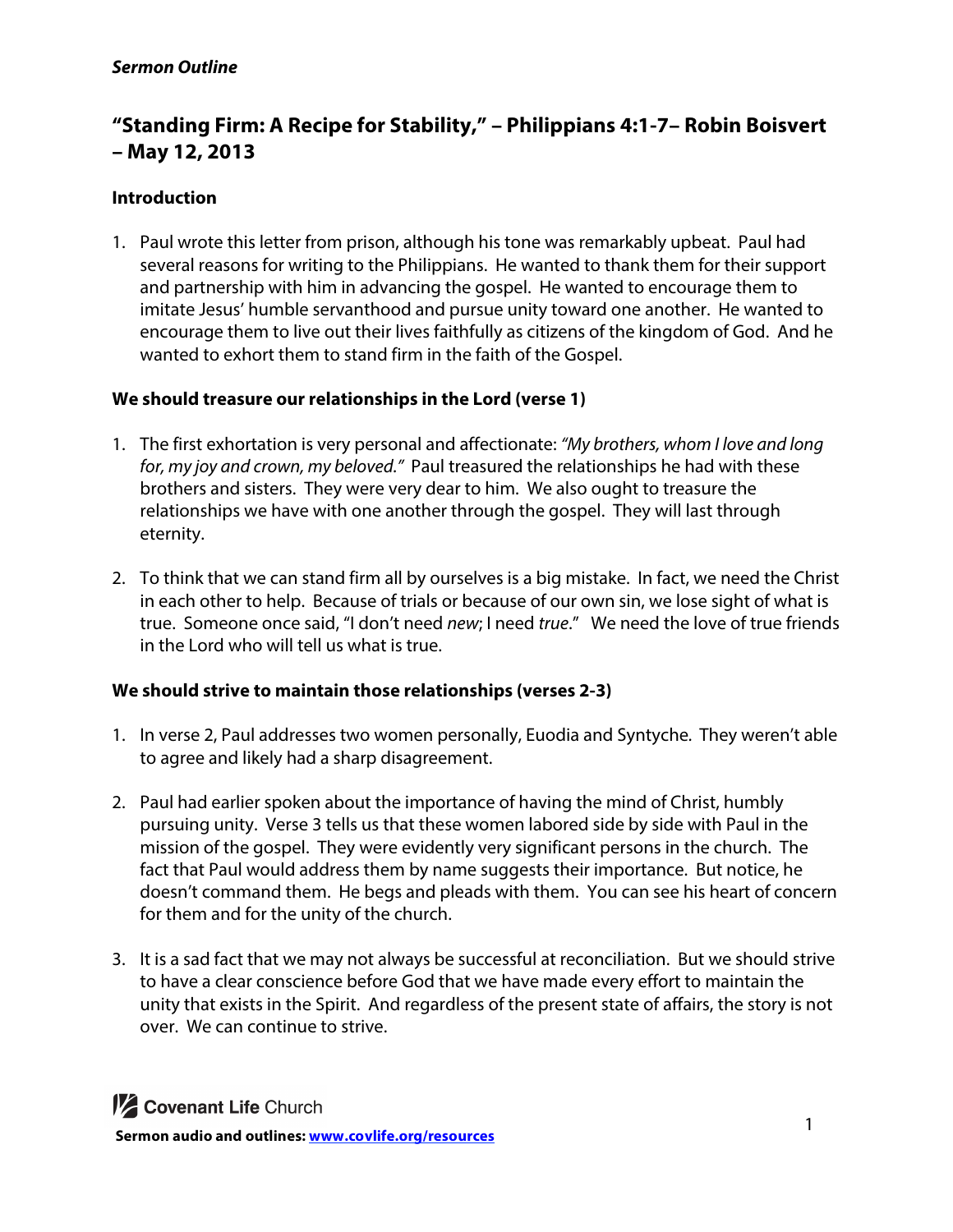***Sermon Outline***

# "Standing Firm: A Recipe for Stability," – Philippians 4:1-7– Robin Boisvert – May 12, 2013

## Introduction

1. Paul wrote this letter from prison, although his tone was remarkably upbeat. Paul had several reasons for writing to the Philippians. He wanted to thank them for their support and partnership with him in advancing the gospel. He wanted to encourage them to imitate Jesus' humble servanthood and pursue unity toward one another. He wanted to encourage them to live out their lives faithfully as citizens of the kingdom of God. And he wanted to exhort them to stand firm in the faith of the Gospel.

## We should treasure our relationships in the Lord (verse 1)

1. The first exhortation is very personal and affectionate: *"My brothers, whom I love and long for, my joy and crown, my beloved."* Paul treasured the relationships he had with these brothers and sisters. They were very dear to him. We also ought to treasure the relationships we have with one another through the gospel. They will last through eternity.

2. To think that we can stand firm all by ourselves is a big mistake. In fact, we need the Christ in each other to help. Because of trials or because of our own sin, we lose sight of what is true. Someone once said, "I don't need *new*; I need *true*." We need the love of true friends in the Lord who will tell us what is true.

## We should strive to maintain those relationships (verses 2-3)

1. In verse 2, Paul addresses two women personally, Euodia and Syntyche. They weren't able to agree and likely had a sharp disagreement.

2. Paul had earlier spoken about the importance of having the mind of Christ, humbly pursuing unity. Verse 3 tells us that these women labored side by side with Paul in the mission of the gospel. They were evidently very significant persons in the church. The fact that Paul would address them by name suggests their importance. But notice, he doesn't command them. He begs and pleads with them. You can see his heart of concern for them and for the unity of the church.

3. It is a sad fact that we may not always be successful at reconciliation. But we should strive to have a clear conscience before God that we have made every effort to maintain the unity that exists in the Spirit. And regardless of the present state of affairs, the story is not over. We can continue to strive.

Covenant Life Church

**Sermon audio and outlines: www.covlife.org/resources**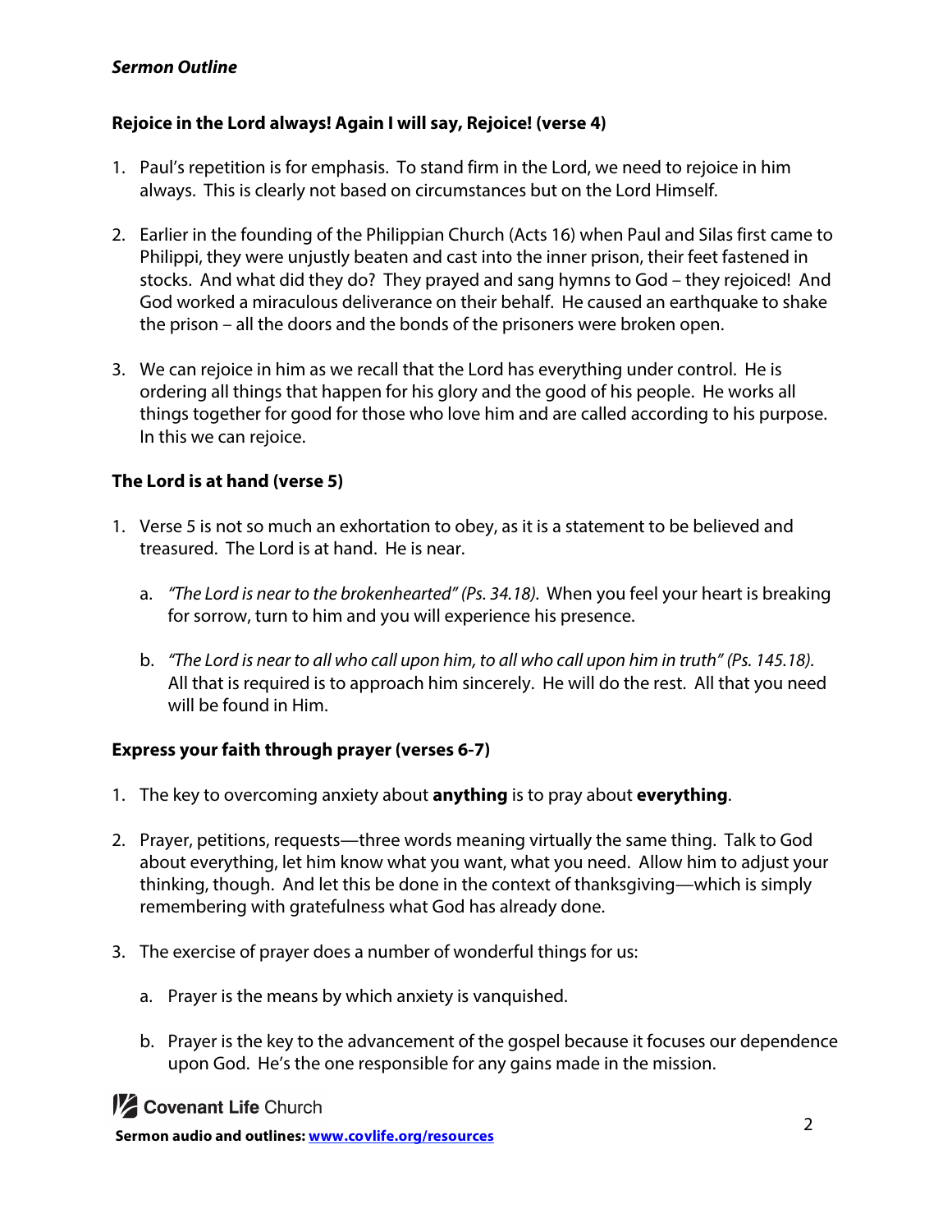**Rejoice in the Lord always! Again I will say, Rejoice! (verse 4)**

1. Paul's repetition is for emphasis. To stand firm in the Lord, we need to rejoice in him always. This is clearly not based on circumstances but on the Lord Himself.

2. Earlier in the founding of the Philippian Church (Acts 16) when Paul and Silas first came to Philippi, they were unjustly beaten and cast into the inner prison, their feet fastened in stocks. And what did they do? They prayed and sang hymns to God – they rejoiced! And God worked a miraculous deliverance on their behalf. He caused an earthquake to shake the prison – all the doors and the bonds of the prisoners were broken open.

3. We can rejoice in him as we recall that the Lord has everything under control. He is ordering all things that happen for his glory and the good of his people. He works all things together for good for those who love him and are called according to his purpose. In this we can rejoice.

**The Lord is at hand (verse 5)**

1. Verse 5 is not so much an exhortation to obey, as it is a statement to be believed and treasured. The Lord is at hand. He is near.

   a. *"The Lord is near to the brokenhearted" (Ps. 34.18).* When you feel your heart is breaking for sorrow, turn to him and you will experience his presence.

   b. *"The Lord is near to all who call upon him, to all who call upon him in truth" (Ps. 145.18).* All that is required is to approach him sincerely. He will do the rest. All that you need will be found in Him.

**Express your faith through prayer (verses 6-7)**

1. The key to overcoming anxiety about **anything** is to pray about **everything**.

2. Prayer, petitions, requests—three words meaning virtually the same thing. Talk to God about everything, let him know what you want, what you need. Allow him to adjust your thinking, though. And let this be done in the context of thanksgiving—which is simply remembering with gratefulness what God has already done.

3. The exercise of prayer does a number of wonderful things for us:

   a. Prayer is the means by which anxiety is vanquished.

   b. Prayer is the key to the advancement of the gospel because it focuses our dependence upon God. He's the one responsible for any gains made in the mission.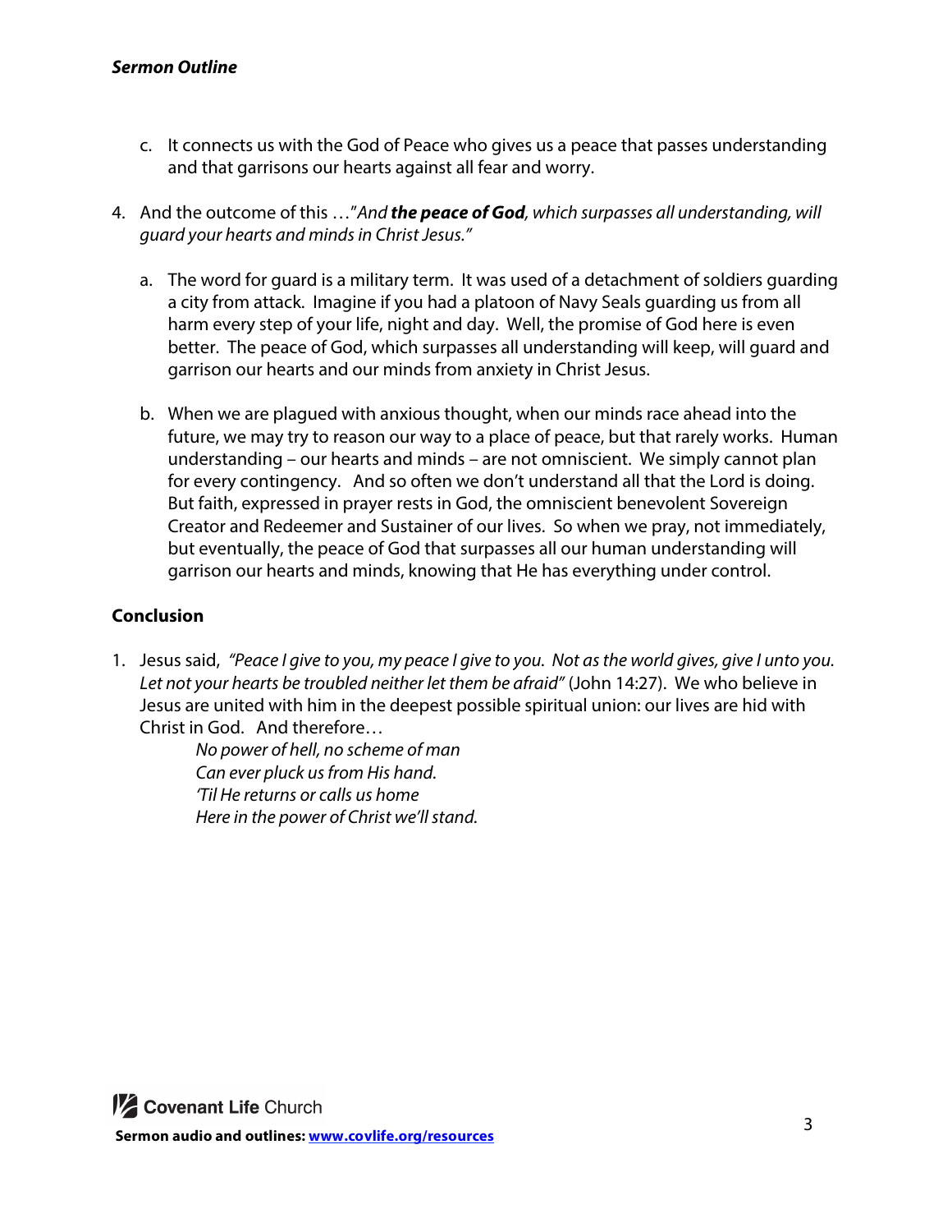c. It connects us with the God of Peace who gives us a peace that passes understanding and that garrisons our hearts against all fear and worry.

4. And the outcome of this …"*And **the peace of God**, which surpasses all understanding, will guard your hearts and minds in Christ Jesus."*

   a. The word for guard is a military term. It was used of a detachment of soldiers guarding a city from attack. Imagine if you had a platoon of Navy Seals guarding us from all harm every step of your life, night and day. Well, the promise of God here is even better. The peace of God, which surpasses all understanding will keep, will guard and garrison our hearts and our minds from anxiety in Christ Jesus.

   b. When we are plagued with anxious thought, when our minds race ahead into the future, we may try to reason our way to a place of peace, but that rarely works. Human understanding – our hearts and minds – are not omniscient. We simply cannot plan for every contingency. And so often we don't understand all that the Lord is doing. But faith, expressed in prayer rests in God, the omniscient benevolent Sovereign Creator and Redeemer and Sustainer of our lives. So when we pray, not immediately, but eventually, the peace of God that surpasses all our human understanding will garrison our hearts and minds, knowing that He has everything under control.

## Conclusion

1. Jesus said, *"Peace I give to you, my peace I give to you. Not as the world gives, give I unto you. Let not your hearts be troubled neither let them be afraid"* (John 14:27). We who believe in Jesus are united with him in the deepest possible spiritual union: our lives are hid with Christ in God. And therefore…

   *No power of hell, no scheme of man*
   *Can ever pluck us from His hand.*
   *'Til He returns or calls us home*
   *Here in the power of Christ we'll stand.*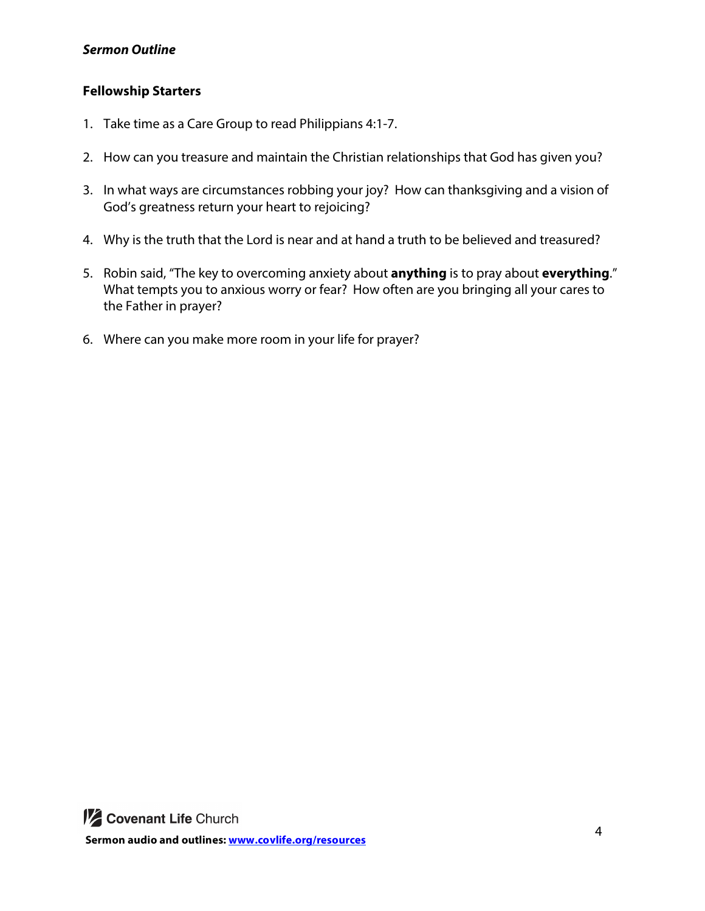***Sermon Outline***

**Fellowship Starters**

1. Take time as a Care Group to read Philippians 4:1-7.

2. How can you treasure and maintain the Christian relationships that God has given you?

3. In what ways are circumstances robbing your joy? How can thanksgiving and a vision of God's greatness return your heart to rejoicing?

4. Why is the truth that the Lord is near and at hand a truth to be believed and treasured?

5. Robin said, "The key to overcoming anxiety about **anything** is to pray about **everything**." What tempts you to anxious worry or fear? How often are you bringing all your cares to the Father in prayer?

6. Where can you make more room in your life for prayer?

Covenant Life Church

**Sermon audio and outlines: [www.covlife.org/resources](http://www.covlife.org/resources)**